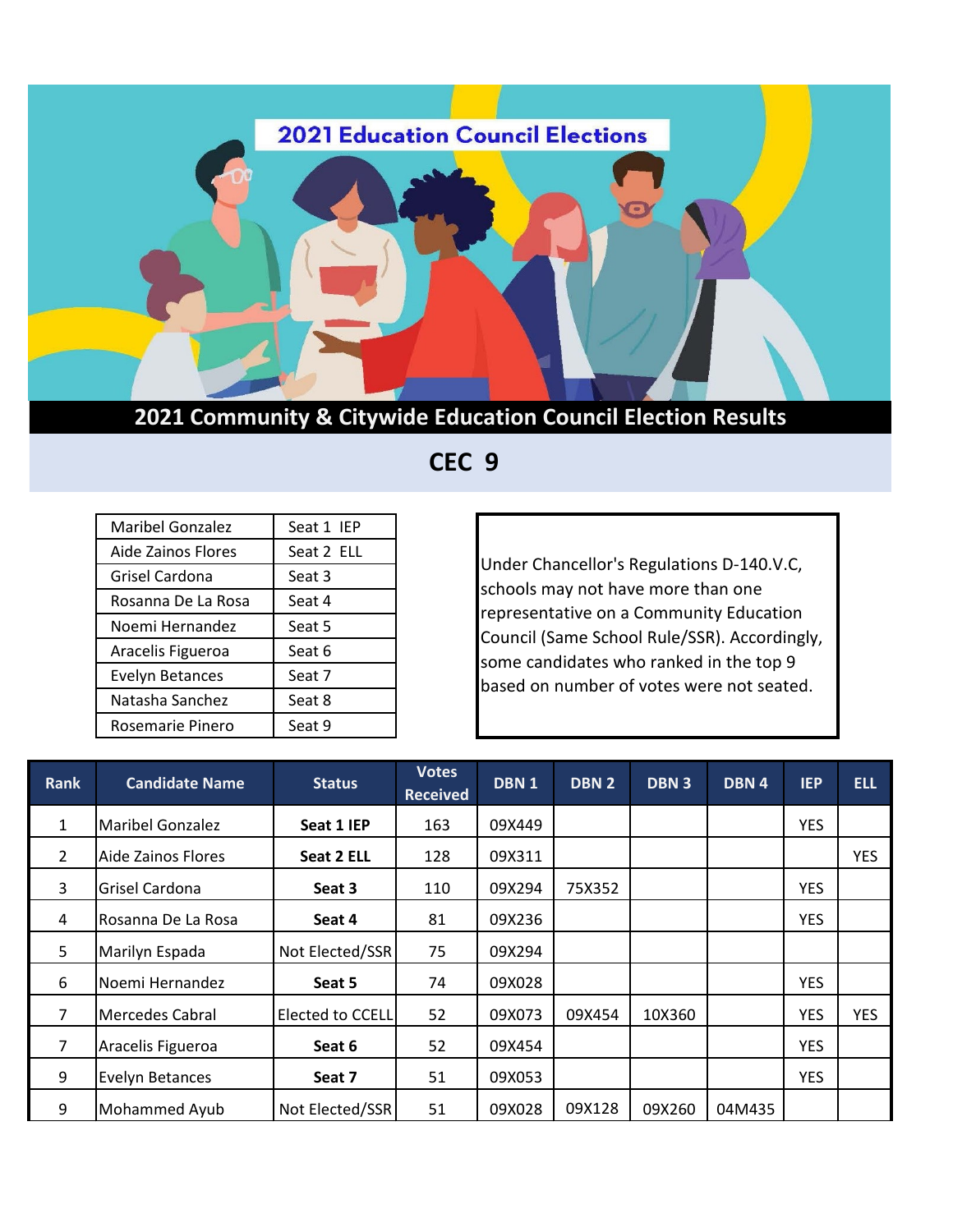# 2021 Education Council Elections

## 2021 Community & Citywide Education Council Election Results

## CEC 9

| | |
|---|---|
| Maribel Gonzalez | Seat 1 IEP |
| Aide Zainos Flores | Seat 2 ELL |
| Grisel Cardona | Seat 3 |
| Rosanna De La Rosa | Seat 4 |
| Noemi Hernandez | Seat 5 |
| Aracelis Figueroa | Seat 6 |
| Evelyn Betances | Seat 7 |
| Natasha Sanchez | Seat 8 |
| Rosemarie Pinero | Seat 9 |

Under Chancellor's Regulations D-140.V.C, schools may not have more than one representative on a Community Education Council (Same School Rule/SSR). Accordingly, some candidates who ranked in the top 9 based on number of votes were not seated.

| Rank | Candidate Name | Status | Votes Received | DBN 1 | DBN 2 | DBN 3 | DBN 4 | IEP | ELL |
|---|---|---|---|---|---|---|---|---|---|
| 1 | Maribel Gonzalez | **Seat 1 IEP** | 163 | 09X449 | | | | YES | |
| 2 | Aide Zainos Flores | **Seat 2 ELL** | 128 | 09X311 | | | | | YES |
| 3 | Grisel Cardona | **Seat 3** | 110 | 09X294 | 75X352 | | | YES | |
| 4 | Rosanna De La Rosa | **Seat 4** | 81 | 09X236 | | | | YES | |
| 5 | Marilyn Espada | Not Elected/SSR | 75 | 09X294 | | | | | |
| 6 | Noemi Hernandez | **Seat 5** | 74 | 09X028 | | | | YES | |
| 7 | Mercedes Cabral | Elected to CCELL | 52 | 09X073 | 09X454 | 10X360 | | YES | YES |
| 7 | Aracelis Figueroa | **Seat 6** | 52 | 09X454 | | | | YES | |
| 9 | Evelyn Betances | **Seat 7** | 51 | 09X053 | | | | YES | |
| 9 | Mohammed Ayub | Not Elected/SSR | 51 | 09X028 | 09X128 | 09X260 | 04M435 | | |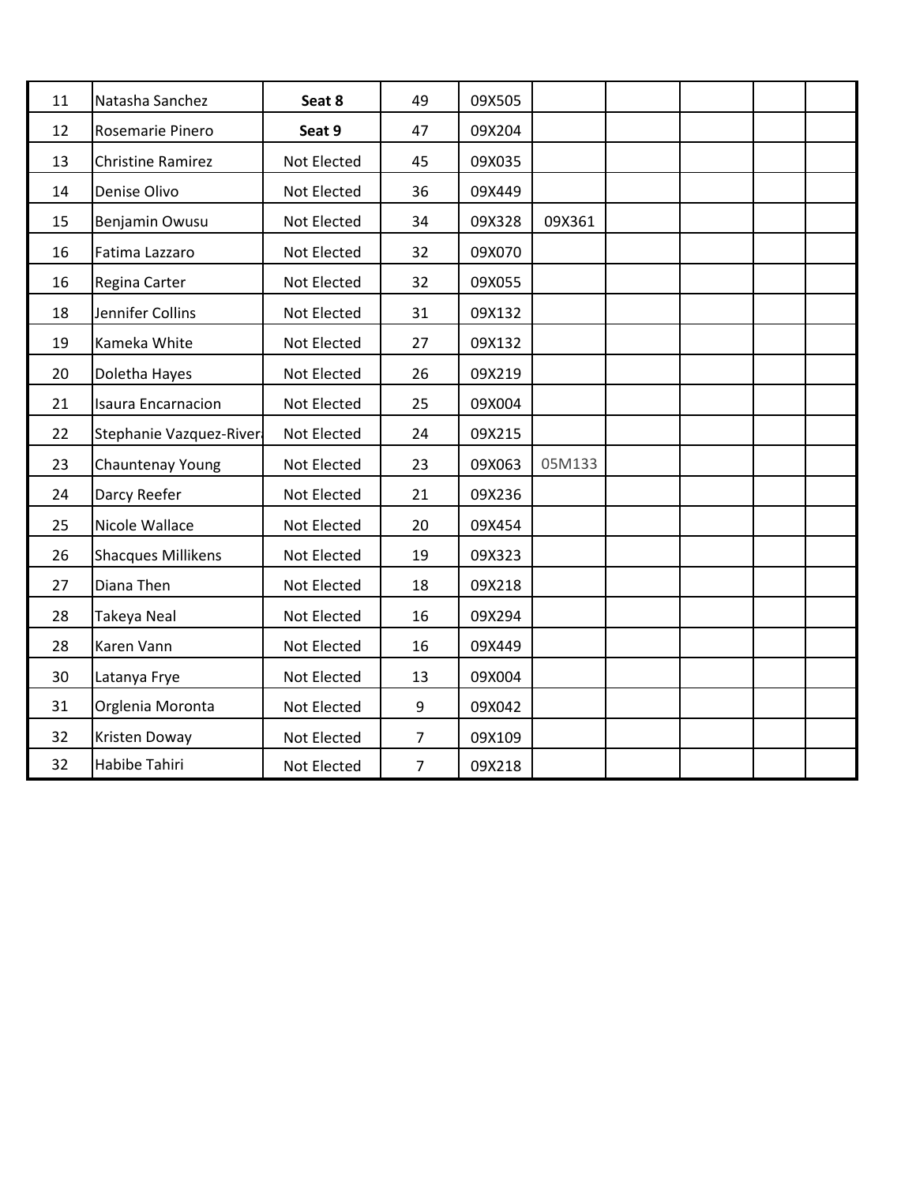| | | | | | | | | | |
|---|---|---|---|---|---|---|---|---|---|
| 11 | Natasha Sanchez | **Seat 8** | 49 | 09X505 | | | | | |
| 12 | Rosemarie Pinero | **Seat 9** | 47 | 09X204 | | | | | |
| 13 | Christine Ramirez | Not Elected | 45 | 09X035 | | | | | |
| 14 | Denise Olivo | Not Elected | 36 | 09X449 | | | | | |
| 15 | Benjamin Owusu | Not Elected | 34 | 09X328 | 09X361 | | | | |
| 16 | Fatima Lazzaro | Not Elected | 32 | 09X070 | | | | | |
| 16 | Regina Carter | Not Elected | 32 | 09X055 | | | | | |
| 18 | Jennifer Collins | Not Elected | 31 | 09X132 | | | | | |
| 19 | Kameka White | Not Elected | 27 | 09X132 | | | | | |
| 20 | Doletha Hayes | Not Elected | 26 | 09X219 | | | | | |
| 21 | Isaura Encarnacion | Not Elected | 25 | 09X004 | | | | | |
| 22 | Stephanie Vazquez-Rivera | Not Elected | 24 | 09X215 | | | | | |
| 23 | Chauntenay Young | Not Elected | 23 | 09X063 | 05M133 | | | | |
| 24 | Darcy Reefer | Not Elected | 21 | 09X236 | | | | | |
| 25 | Nicole Wallace | Not Elected | 20 | 09X454 | | | | | |
| 26 | Shacques Millikens | Not Elected | 19 | 09X323 | | | | | |
| 27 | Diana Then | Not Elected | 18 | 09X218 | | | | | |
| 28 | Takeya Neal | Not Elected | 16 | 09X294 | | | | | |
| 28 | Karen Vann | Not Elected | 16 | 09X449 | | | | | |
| 30 | Latanya Frye | Not Elected | 13 | 09X004 | | | | | |
| 31 | Orglenia Moronta | Not Elected | 9 | 09X042 | | | | | |
| 32 | Kristen Doway | Not Elected | 7 | 09X109 | | | | | |
| 32 | Habibe Tahiri | Not Elected | 7 | 09X218 | | | | | |